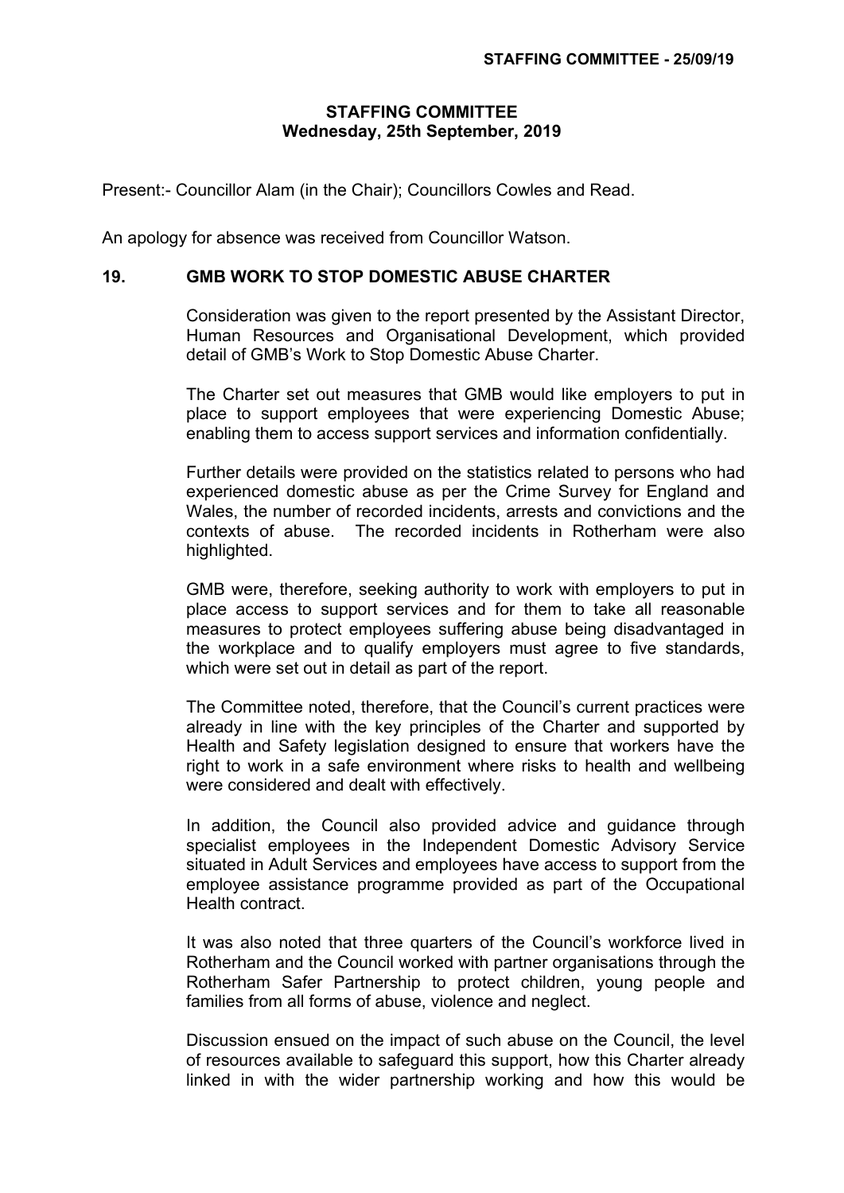# STAFFING COMMITTEE
## Wednesday, 25th September, 2019

Present:- Councillor Alam (in the Chair); Councillors Cowles and Read.

An apology for absence was received from Councillor Watson.

### 19. GMB WORK TO STOP DOMESTIC ABUSE CHARTER

Consideration was given to the report presented by the Assistant Director, Human Resources and Organisational Development, which provided detail of GMB's Work to Stop Domestic Abuse Charter.

The Charter set out measures that GMB would like employers to put in place to support employees that were experiencing Domestic Abuse; enabling them to access support services and information confidentially.

Further details were provided on the statistics related to persons who had experienced domestic abuse as per the Crime Survey for England and Wales, the number of recorded incidents, arrests and convictions and the contexts of abuse. The recorded incidents in Rotherham were also highlighted.

GMB were, therefore, seeking authority to work with employers to put in place access to support services and for them to take all reasonable measures to protect employees suffering abuse being disadvantaged in the workplace and to qualify employers must agree to five standards, which were set out in detail as part of the report.

The Committee noted, therefore, that the Council's current practices were already in line with the key principles of the Charter and supported by Health and Safety legislation designed to ensure that workers have the right to work in a safe environment where risks to health and wellbeing were considered and dealt with effectively.

In addition, the Council also provided advice and guidance through specialist employees in the Independent Domestic Advisory Service situated in Adult Services and employees have access to support from the employee assistance programme provided as part of the Occupational Health contract.

It was also noted that three quarters of the Council's workforce lived in Rotherham and the Council worked with partner organisations through the Rotherham Safer Partnership to protect children, young people and families from all forms of abuse, violence and neglect.

Discussion ensued on the impact of such abuse on the Council, the level of resources available to safeguard this support, how this Charter already linked in with the wider partnership working and how this would be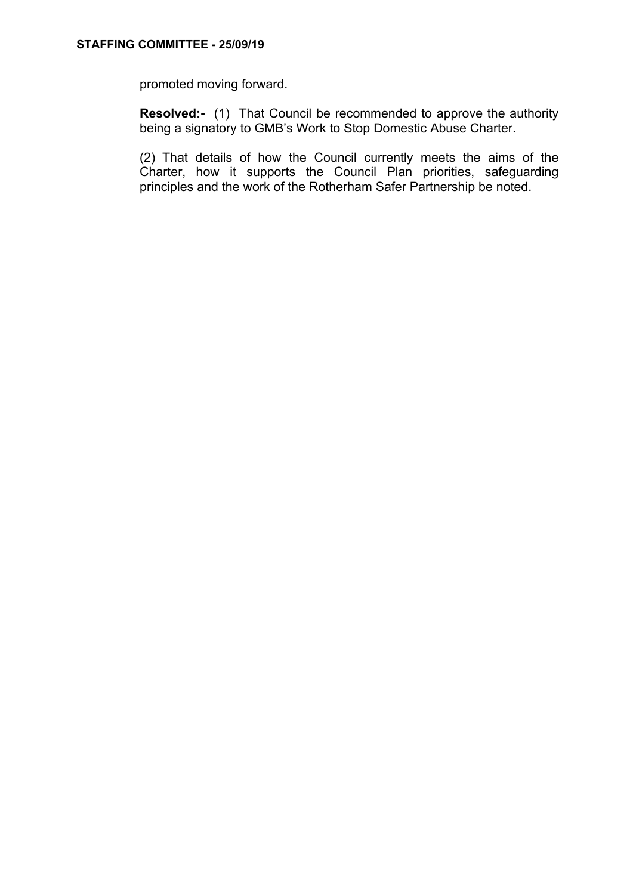promoted moving forward.

**Resolved:-** (1) That Council be recommended to approve the authority being a signatory to GMB's Work to Stop Domestic Abuse Charter.

(2) That details of how the Council currently meets the aims of the Charter, how it supports the Council Plan priorities, safeguarding principles and the work of the Rotherham Safer Partnership be noted.